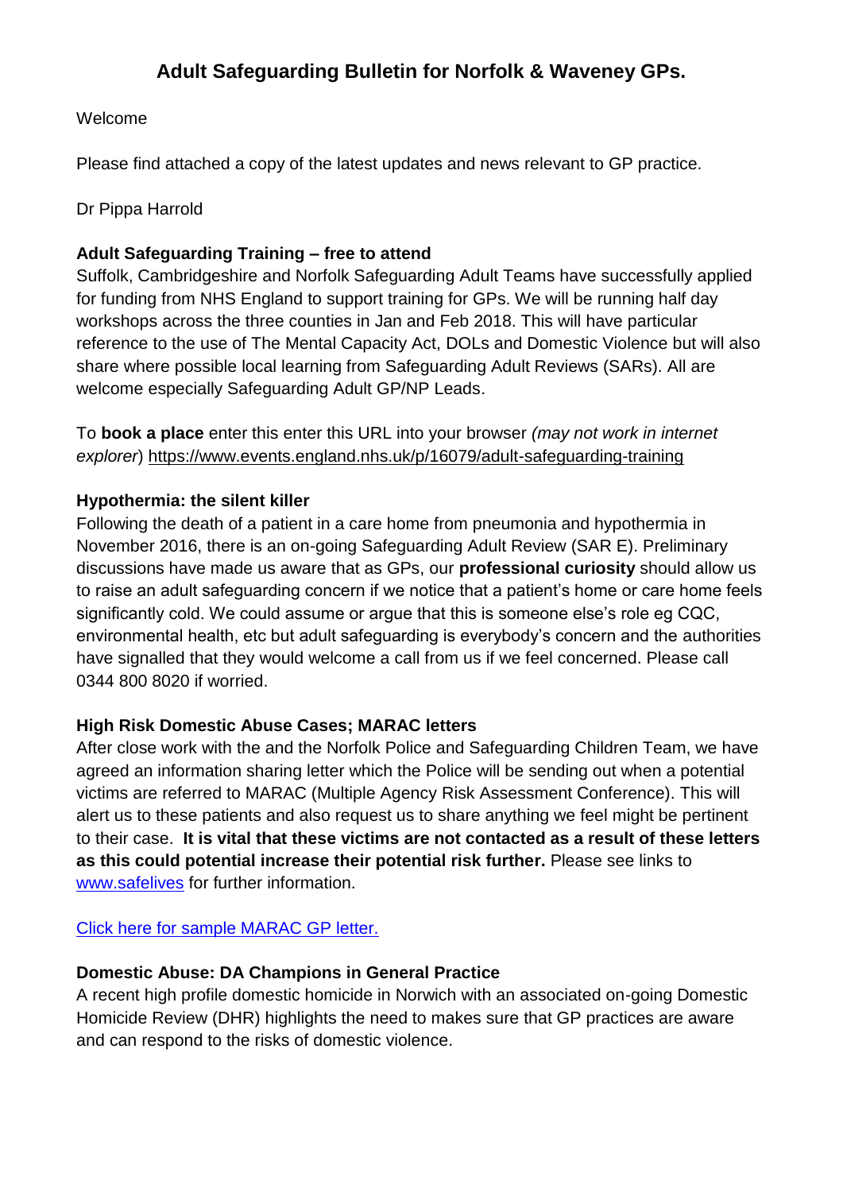# Adult Safeguarding Bulletin for Norfolk & Waveney GPs.

Welcome

Please find attached a copy of the latest updates and news relevant to GP practice.

Dr Pippa Harrold

**Adult Safeguarding Training – free to attend**

Suffolk, Cambridgeshire and Norfolk Safeguarding Adult Teams have successfully applied for funding from NHS England to support training for GPs. We will be running half day workshops across the three counties in Jan and Feb 2018. This will have particular reference to the use of The Mental Capacity Act, DOLs and Domestic Violence but will also share where possible local learning from Safeguarding Adult Reviews (SARs). All are welcome especially Safeguarding Adult GP/NP Leads.

To **book a place** enter this enter this URL into your browser *(may not work in internet explorer*) https://www.events.england.nhs.uk/p/16079/adult-safeguarding-training

**Hypothermia: the silent killer**

Following the death of a patient in a care home from pneumonia and hypothermia in November 2016, there is an on-going Safeguarding Adult Review (SAR E). Preliminary discussions have made us aware that as GPs, our **professional curiosity** should allow us to raise an adult safeguarding concern if we notice that a patient's home or care home feels significantly cold. We could assume or argue that this is someone else's role eg CQC, environmental health, etc but adult safeguarding is everybody's concern and the authorities have signalled that they would welcome a call from us if we feel concerned. Please call 0344 800 8020 if worried.

**High Risk Domestic Abuse Cases; MARAC letters**

After close work with the and the Norfolk Police and Safeguarding Children Team, we have agreed an information sharing letter which the Police will be sending out when a potential victims are referred to MARAC (Multiple Agency Risk Assessment Conference). This will alert us to these patients and also request us to share anything we feel might be pertinent to their case. **It is vital that these victims are not contacted as a result of these letters as this could potential increase their potential risk further.** Please see links to www.safelives for further information.

Click here for sample MARAC GP letter.

**Domestic Abuse: DA Champions in General Practice**

A recent high profile domestic homicide in Norwich with an associated on-going Domestic Homicide Review (DHR) highlights the need to makes sure that GP practices are aware and can respond to the risks of domestic violence.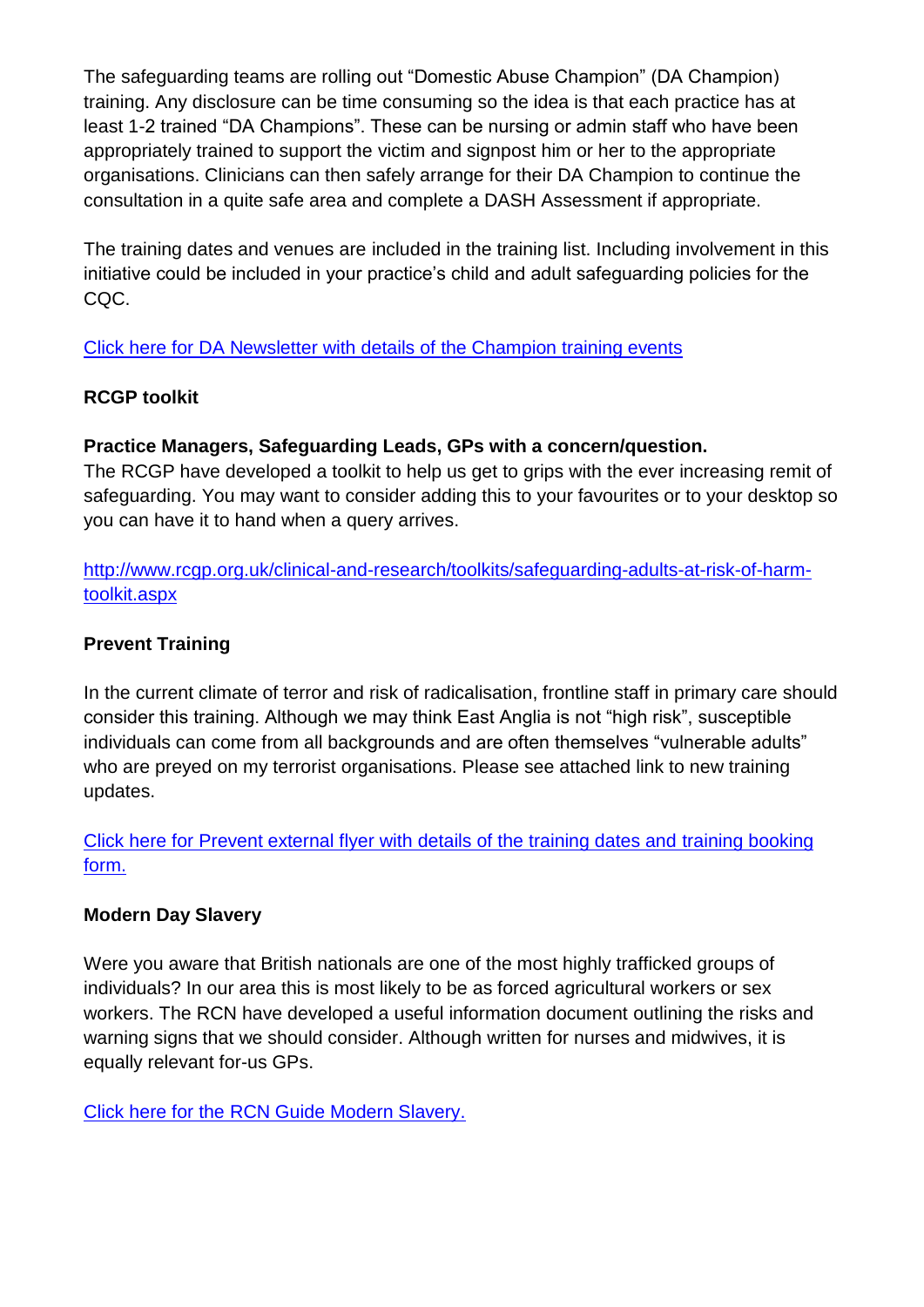The safeguarding teams are rolling out "Domestic Abuse Champion" (DA Champion) training. Any disclosure can be time consuming so the idea is that each practice has at least 1-2 trained "DA Champions". These can be nursing or admin staff who have been appropriately trained to support the victim and signpost him or her to the appropriate organisations. Clinicians can then safely arrange for their DA Champion to continue the consultation in a quite safe area and complete a DASH Assessment if appropriate.

The training dates and venues are included in the training list. Including involvement in this initiative could be included in your practice's child and adult safeguarding policies for the CQC.

Click here for DA Newsletter with details of the Champion training events

**RCGP toolkit**

**Practice Managers, Safeguarding Leads, GPs with a concern/question.**
The RCGP have developed a toolkit to help us get to grips with the ever increasing remit of safeguarding. You may want to consider adding this to your favourites or to your desktop so you can have it to hand when a query arrives.

http://www.rcgp.org.uk/clinical-and-research/toolkits/safeguarding-adults-at-risk-of-harm-toolkit.aspx

**Prevent Training**

In the current climate of terror and risk of radicalisation, frontline staff in primary care should consider this training. Although we may think East Anglia is not "high risk", susceptible individuals can come from all backgrounds and are often themselves "vulnerable adults" who are preyed on my terrorist organisations. Please see attached link to new training updates.

Click here for Prevent external flyer with details of the training dates and training booking form.

**Modern Day Slavery**

Were you aware that British nationals are one of the most highly trafficked groups of individuals? In our area this is most likely to be as forced agricultural workers or sex workers. The RCN have developed a useful information document outlining the risks and warning signs that we should consider. Although written for nurses and midwives, it is equally relevant for-us GPs.

Click here for the RCN Guide Modern Slavery.